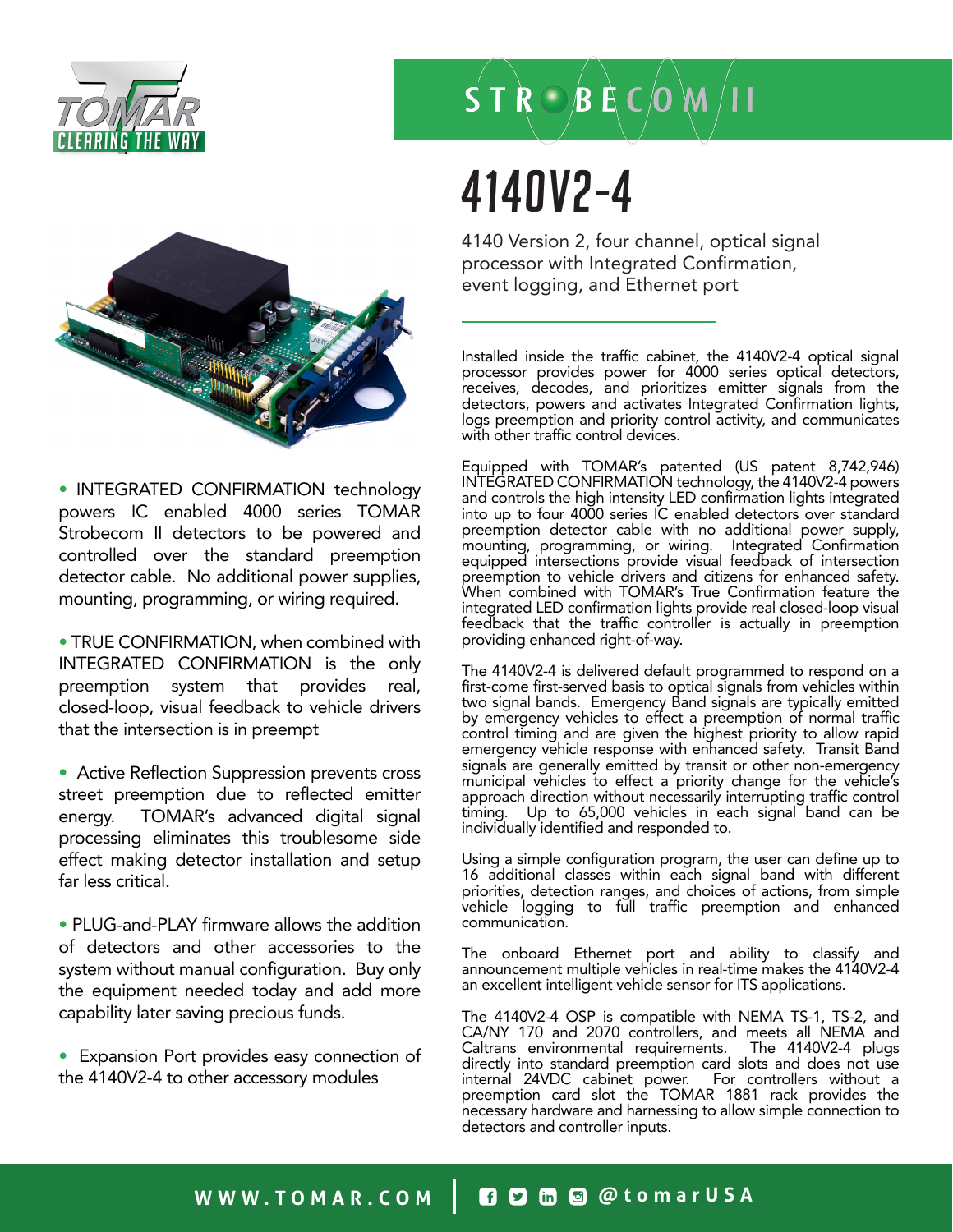# STROBECOM II

# 4140V2-4

4140 Version 2, four channel, optical signal processor with Integrated Confirmation, event logging, and Ethernet port

- INTEGRATED CONFIRMATION technology powers IC enabled 4000 series TOMAR Strobecom II detectors to be powered and controlled over the standard preemption detector cable. No additional power supplies, mounting, programming, or wiring required.

- TRUE CONFIRMATION, when combined with INTEGRATED CONFIRMATION is the only preemption system that provides real, closed-loop, visual feedback to vehicle drivers that the intersection is in preempt

- Active Reflection Suppression prevents cross street preemption due to reflected emitter energy. TOMAR's advanced digital signal processing eliminates this troublesome side effect making detector installation and setup far less critical.

- PLUG-and-PLAY firmware allows the addition of detectors and other accessories to the system without manual configuration. Buy only the equipment needed today and add more capability later saving precious funds.

- Expansion Port provides easy connection of the 4140V2-4 to other accessory modules

Installed inside the traffic cabinet, the 4140V2-4 optical signal processor provides power for 4000 series optical detectors, receives, decodes, and prioritizes emitter signals from the detectors, powers and activates Integrated Confirmation lights, logs preemption and priority control activity, and communicates with other traffic control devices.

Equipped with TOMAR's patented (US patent 8,742,946) INTEGRATED CONFIRMATION technology, the 4140V2-4 powers and controls the high intensity LED confirmation lights integrated into up to four 4000 series IC enabled detectors over standard preemption detector cable with no additional power supply, mounting, programming, or wiring. Integrated Confirmation equipped intersections provide visual feedback of intersection preemption to vehicle drivers and citizens for enhanced safety. When combined with TOMAR's True Confirmation feature the integrated LED confirmation lights provide real closed-loop visual feedback that the traffic controller is actually in preemption providing enhanced right-of-way.

The 4140V2-4 is delivered default programmed to respond on a first-come first-served basis to optical signals from vehicles within two signal bands. Emergency Band signals are typically emitted by emergency vehicles to effect a preemption of normal traffic control timing and are given the highest priority to allow rapid emergency vehicle response with enhanced safety. Transit Band signals are generally emitted by transit or other non-emergency municipal vehicles to effect a priority change for the vehicle's approach direction without necessarily interrupting traffic control timing. Up to 65,000 vehicles in each signal band can be individually identified and responded to.

Using a simple configuration program, the user can define up to 16 additional classes within each signal band with different priorities, detection ranges, and choices of actions, from simple vehicle logging to full traffic preemption and enhanced communication.

The onboard Ethernet port and ability to classify and announcement multiple vehicles in real-time makes the 4140V2-4 an excellent intelligent vehicle sensor for ITS applications.

The 4140V2-4 OSP is compatible with NEMA TS-1, TS-2, and CA/NY 170 and 2070 controllers, and meets all NEMA and Caltrans environmental requirements. The 4140V2-4 plugs directly into standard preemption card slots and does not use internal 24VDC cabinet power. For controllers without a preemption card slot the TOMAR 1881 rack provides the necessary hardware and harnessing to allow simple connection to detectors and controller inputs.

WWW.TOMAR.COM | @tomarUSA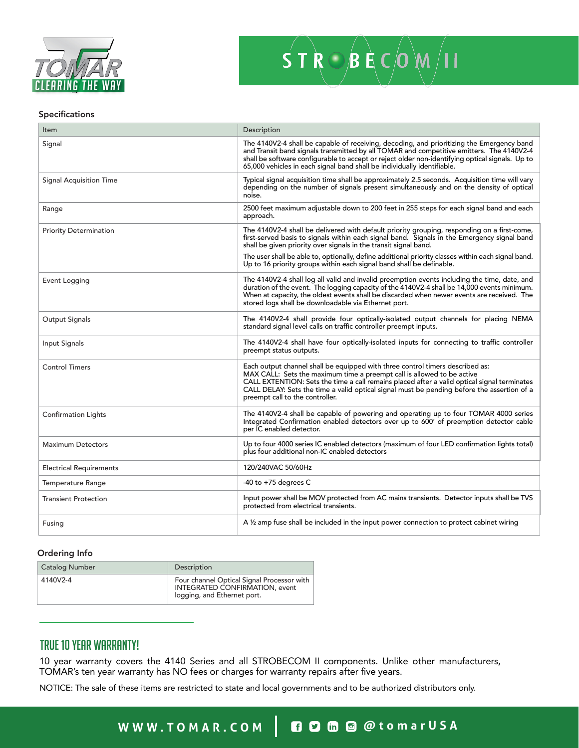## Specifications

| Item | Description |
| --- | --- |
| Signal | The 4140V2-4 shall be capable of receiving, decoding, and prioritizing the Emergency band and Transit band signals transmitted by all TOMAR and competitive emitters. The 4140V2-4 shall be software configurable to accept or reject older non-identifying optical signals. Up to 65,000 vehicles in each signal band shall be individually identifiable. |
| Signal Acquisition Time | Typical signal acquisition time shall be approximately 2.5 seconds. Acquisition time will vary depending on the number of signals present simultaneously and on the density of optical noise. |
| Range | 2500 feet maximum adjustable down to 200 feet in 255 steps for each signal band and each approach. |
| Priority Determination | The 4140V2-4 shall be delivered with default priority grouping, responding on a first-come, first-served basis to signals within each signal band. Signals in the Emergency signal band shall be given priority over signals in the transit signal band.<br><br>The user shall be able to, optionally, define additional priority classes within each signal band. Up to 16 priority groups within each signal band shall be definable. |
| Event Logging | The 4140V2-4 shall log all valid and invalid preemption events including the time, date, and duration of the event. The logging capacity of the 4140V2-4 shall be 14,000 events minimum. When at capacity, the oldest events shall be discarded when newer events are received. The stored logs shall be downloadable via Ethernet port. |
| Output Signals | The 4140V2-4 shall provide four optically-isolated output channels for placing NEMA standard signal level calls on traffic controller preempt inputs. |
| Input Signals | The 4140V2-4 shall have four optically-isolated inputs for connecting to traffic controller preempt status outputs. |
| Control Timers | Each output channel shall be equipped with three control timers described as:<br>MAX CALL: Sets the maximum time a preempt call is allowed to be active<br>CALL EXTENTION: Sets the time a call remains placed after a valid optical signal terminates<br>CALL DELAY: Sets the time a valid optical signal must be pending before the assertion of a preempt call to the controller. |
| Confirmation Lights | The 4140V2-4 shall be capable of powering and operating up to four TOMAR 4000 series Integrated Confirmation enabled detectors over up to 600' of preemption detector cable per IC enabled detector. |
| Maximum Detectors | Up to four 4000 series IC enabled detectors (maximum of four LED confirmation lights total) plus four additional non-IC enabled detectors |
| Electrical Requirements | 120/240VAC 50/60Hz |
| Temperature Range | -40 to +75 degrees C |
| Transient Protection | Input power shall be MOV protected from AC mains transients. Detector inputs shall be TVS protected from electrical transients. |
| Fusing | A ½ amp fuse shall be included in the input power connection to protect cabinet wiring |

## Ordering Info

| Catalog Number | Description |
| --- | --- |
| 4140V2-4 | Four channel Optical Signal Processor with INTEGRATED CONFIRMATION, event logging, and Ethernet port. |

## TRUE 10 YEAR WARRANTY!

10 year warranty covers the 4140 Series and all STROBECOM II components. Unlike other manufacturers, TOMAR's ten year warranty has NO fees or charges for warranty repairs after five years.

NOTICE: The sale of these items are restricted to state and local governments and to be authorized distributors only.